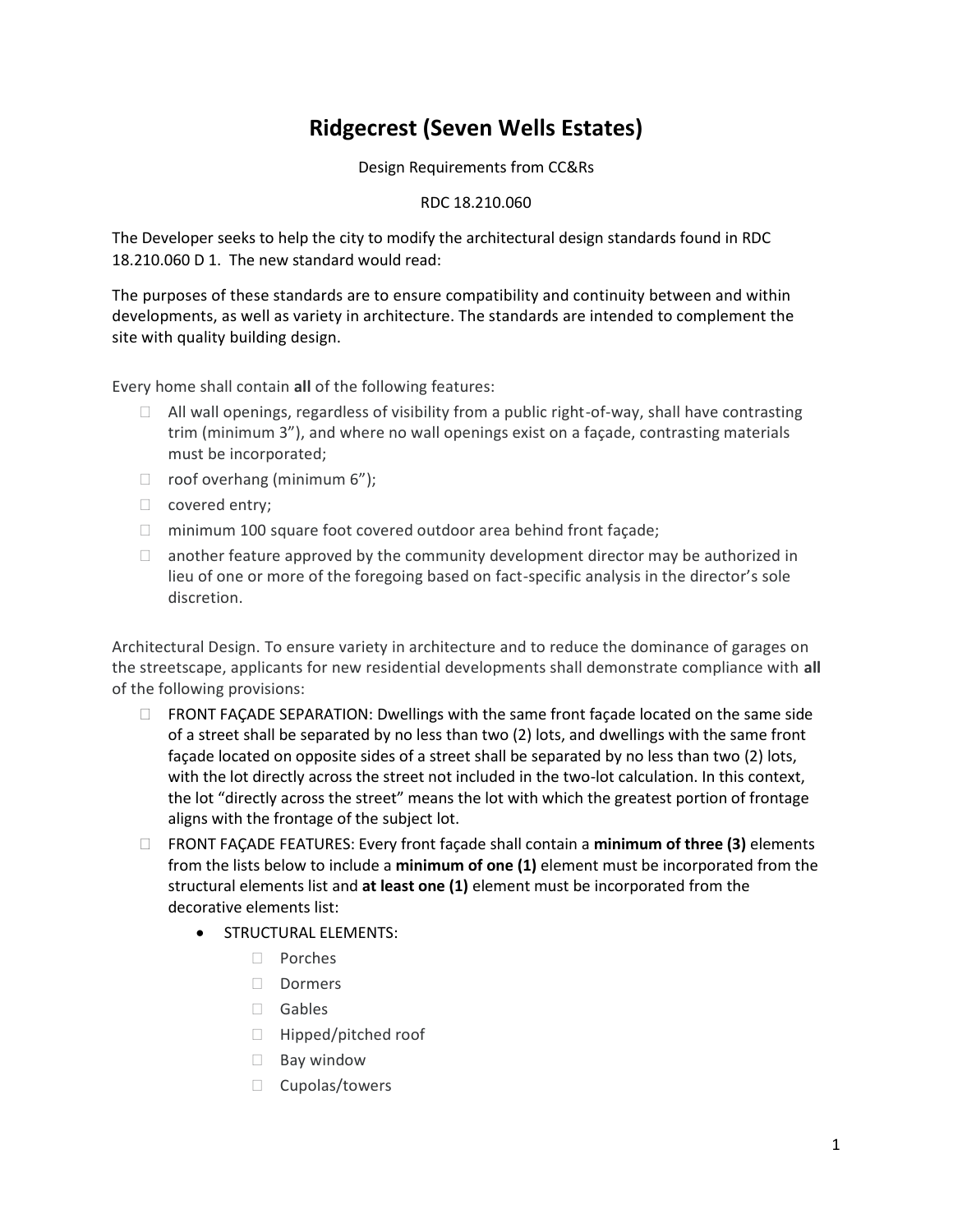# Ridgecrest (Seven Wells Estates)

Design Requirements from CC&Rs

RDC 18.210.060

The Developer seeks to help the city to modify the architectural design standards found in RDC 18.210.060 D 1. The new standard would read:

The purposes of these standards are to ensure compatibility and continuity between and within developments, as well as variety in architecture. The standards are intended to complement the site with quality building design.

Every home shall contain **all** of the following features:

- All wall openings, regardless of visibility from a public right-of-way, shall have contrasting trim (minimum 3"), and where no wall openings exist on a façade, contrasting materials must be incorporated;
- roof overhang (minimum 6");
- covered entry;
- minimum 100 square foot covered outdoor area behind front façade;
- another feature approved by the community development director may be authorized in lieu of one or more of the foregoing based on fact-specific analysis in the director's sole discretion.

Architectural Design. To ensure variety in architecture and to reduce the dominance of garages on the streetscape, applicants for new residential developments shall demonstrate compliance with **all** of the following provisions:

- FRONT FAÇADE SEPARATION: Dwellings with the same front façade located on the same side of a street shall be separated by no less than two (2) lots, and dwellings with the same front façade located on opposite sides of a street shall be separated by no less than two (2) lots, with the lot directly across the street not included in the two-lot calculation. In this context, the lot "directly across the street" means the lot with which the greatest portion of frontage aligns with the frontage of the subject lot.
- FRONT FAÇADE FEATURES: Every front façade shall contain a **minimum of three (3)** elements from the lists below to include a **minimum of one (1)** element must be incorporated from the structural elements list and **at least one (1)** element must be incorporated from the decorative elements list:
  - STRUCTURAL ELEMENTS:
    - Porches
    - Dormers
    - Gables
    - Hipped/pitched roof
    - Bay window
    - Cupolas/towers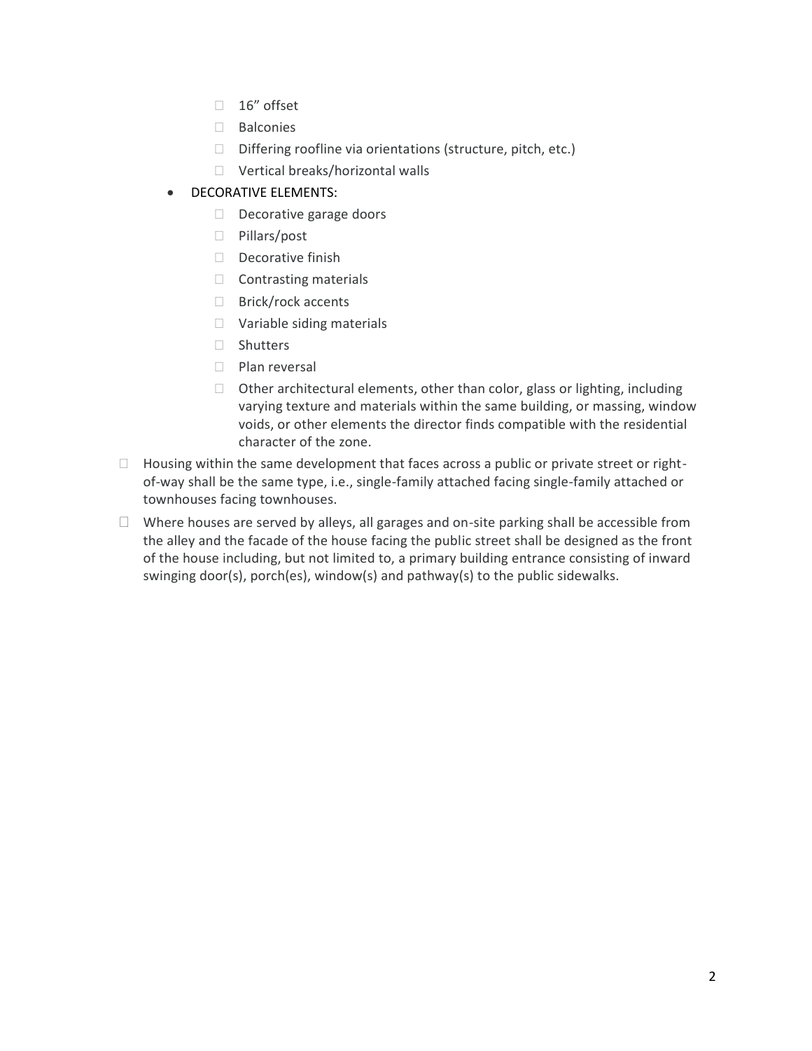- 16" offset
        - Balconies
        - Differing roofline via orientations (structure, pitch, etc.)
        - Vertical breaks/horizontal walls
    - DECORATIVE ELEMENTS:
        - Decorative garage doors
        - Pillars/post
        - Decorative finish
        - Contrasting materials
        - Brick/rock accents
        - Variable siding materials
        - Shutters
        - Plan reversal
        - Other architectural elements, other than color, glass or lighting, including varying texture and materials within the same building, or massing, window voids, or other elements the director finds compatible with the residential character of the zone.
- Housing within the same development that faces across a public or private street or right-of-way shall be the same type, i.e., single-family attached facing single-family attached or townhouses facing townhouses.
- Where houses are served by alleys, all garages and on-site parking shall be accessible from the alley and the facade of the house facing the public street shall be designed as the front of the house including, but not limited to, a primary building entrance consisting of inward swinging door(s), porch(es), window(s) and pathway(s) to the public sidewalks.